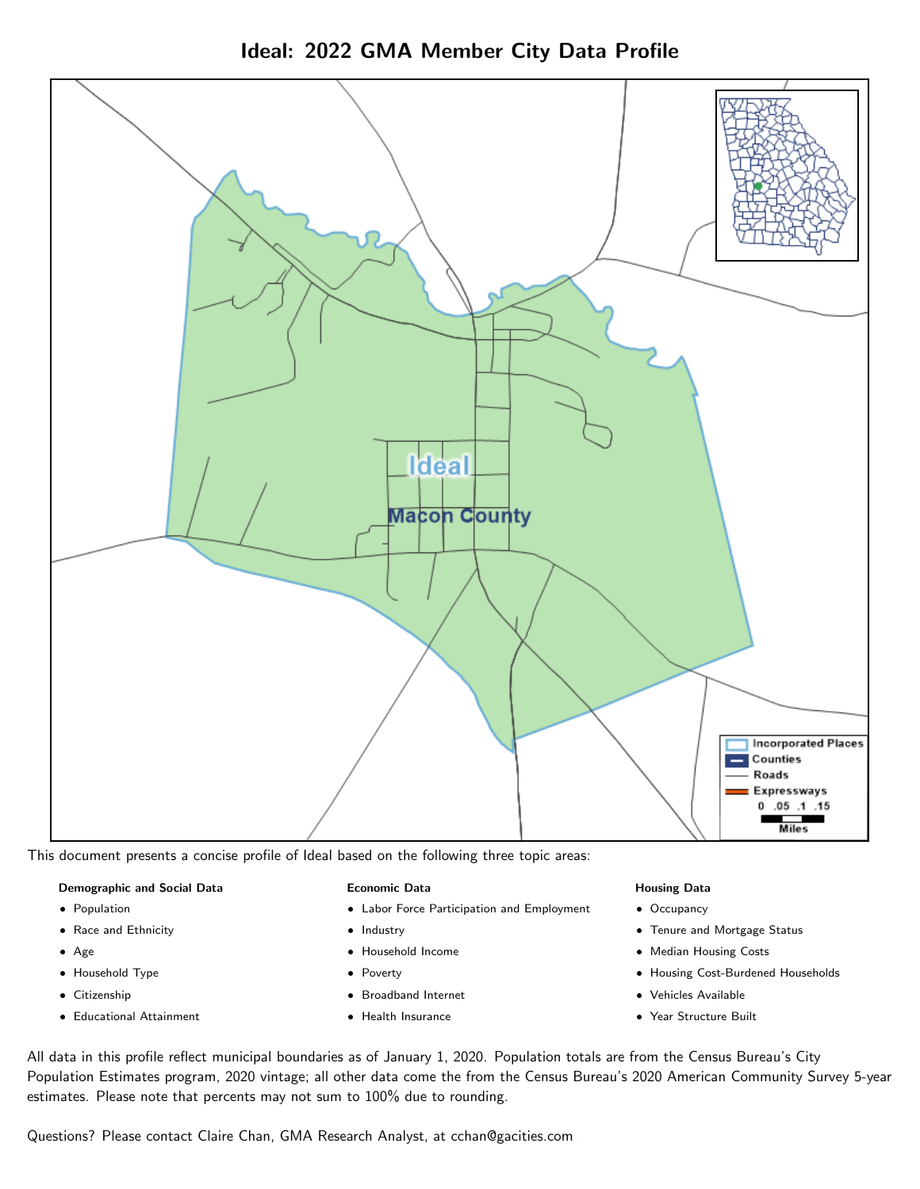# Ideal: 2022 GMA Member City Data Profile

This document presents a concise profile of Ideal based on the following three topic areas:

**Demographic and Social Data**

- Population
- Race and Ethnicity
- Age
- Household Type
- Citizenship
- Educational Attainment

**Economic Data**

- Labor Force Participation and Employment
- Industry
- Household Income
- Poverty
- Broadband Internet
- Health Insurance

**Housing Data**

- Occupancy
- Tenure and Mortgage Status
- Median Housing Costs
- Housing Cost-Burdened Households
- Vehicles Available
- Year Structure Built

All data in this profile reflect municipal boundaries as of January 1, 2020. Population totals are from the Census Bureau's City Population Estimates program, 2020 vintage; all other data come the from the Census Bureau's 2020 American Community Survey 5-year estimates. Please note that percents may not sum to 100% due to rounding.

Questions? Please contact Claire Chan, GMA Research Analyst, at cchan@gacities.com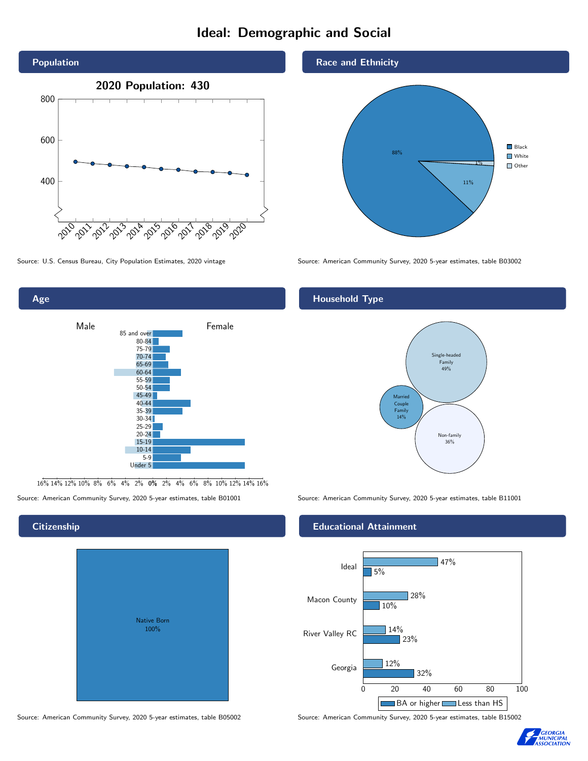# Ideal: Demographic and Social

## Population

2020 Population: 430

| Year | Population |
|---|---|
| 2010 | ~495 |
| 2011 | ~486 |
| 2012 | ~480 |
| 2013 | ~473 |
| 2014 | ~469 |
| 2015 | ~460 |
| 2016 | ~456 |
| 2017 | ~447 |
| 2018 | ~446 |
| 2019 | ~440 |
| 2020 | 430 |

Source: U.S. Census Bureau, City Population Estimates, 2020 vintage

## Race and Ethnicity

| Race | Percent |
|---|---|
| Black | 88% |
| White | 11% |
| Other | 1% |

Source: American Community Survey, 2020 5-year estimates, table B03002

## Age

Male / Female

Age groups: 85 and over, 80-84, 75-79, 70-74, 65-69, 60-64, 55-59, 50-54, 45-49, 40-44, 35-39, 30-34, 25-29, 20-24, 15-19, 10-14, 5-9, Under 5

Source: American Community Survey, 2020 5-year estimates, table B01001

## Household Type

| Household Type | Percent |
|---|---|
| Single-headed Family | 49% |
| Married Couple Family | 14% |
| Non-family | 36% |

Source: American Community Survey, 2020 5-year estimates, table B11001

## Citizenship

| Citizenship | Percent |
|---|---|
| Native Born | 100% |

Source: American Community Survey, 2020 5-year estimates, table B05002

## Educational Attainment

| Area | Less than HS | BA or higher |
|---|---|---|
| Ideal | 47% | 5% |
| Macon County | 28% | 10% |
| River Valley RC | 14% | 23% |
| Georgia | 12% | 32% |

Source: American Community Survey, 2020 5-year estimates, table B15002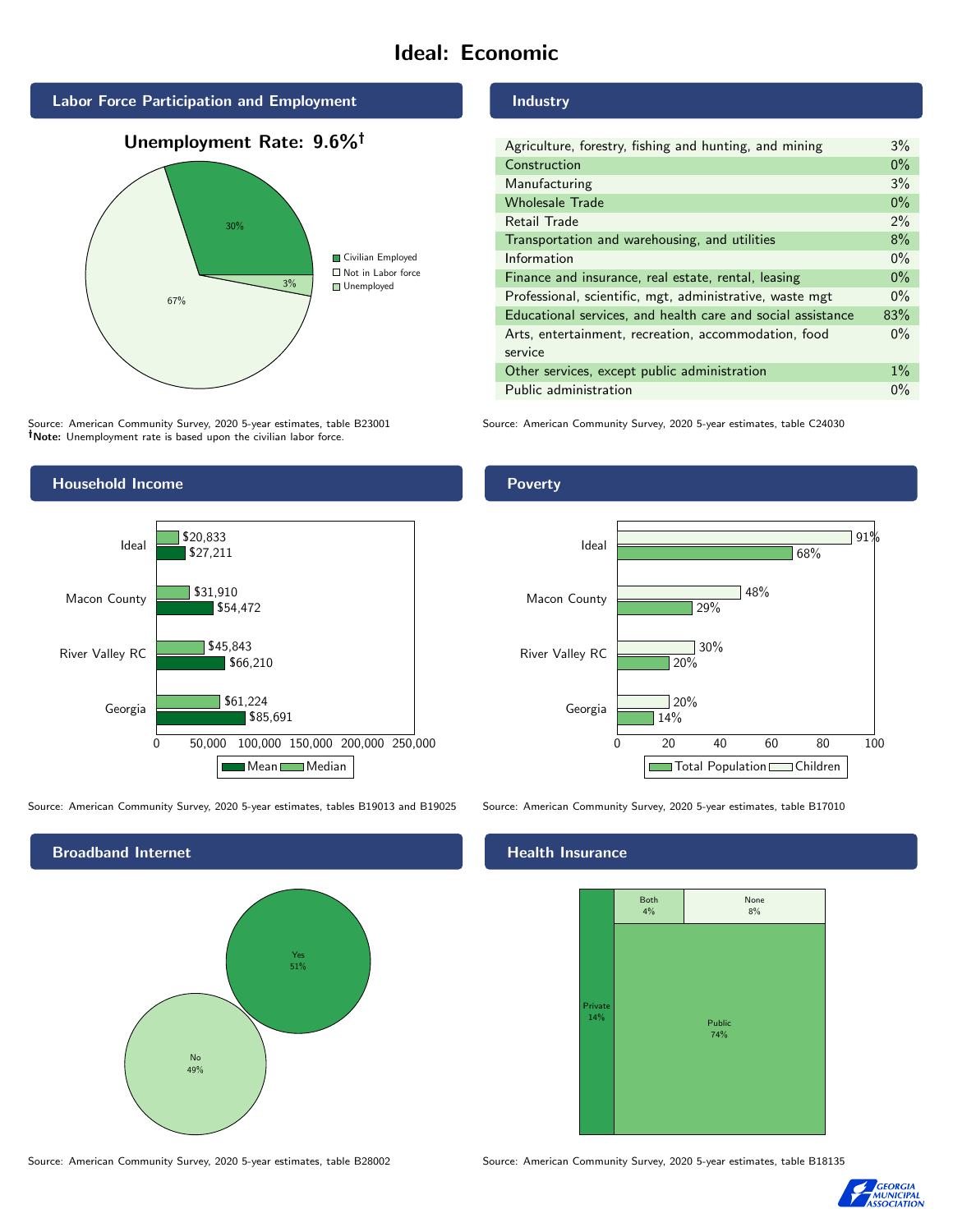# Ideal: Economic

## Labor Force Participation and Employment

**Unemployment Rate: 9.6%†**

| Category | Percent |
|---|---|
| Civilian Employed | 30% |
| Not in Labor force | 67% |
| Unemployed | 3% |

Source: American Community Survey, 2020 5-year estimates, table B23001
**†Note:** Unemployment rate is based upon the civilian labor force.

## Industry

| Industry | Percent |
|---|---|
| Agriculture, forestry, fishing and hunting, and mining | 3% |
| Construction | 0% |
| Manufacturing | 3% |
| Wholesale Trade | 0% |
| Retail Trade | 2% |
| Transportation and warehousing, and utilities | 8% |
| Information | 0% |
| Finance and insurance, real estate, rental, leasing | 0% |
| Professional, scientific, mgt, administrative, waste mgt | 0% |
| Educational services, and health care and social assistance | 83% |
| Arts, entertainment, recreation, accommodation, food service | 0% |
| Other services, except public administration | 1% |
| Public administration | 0% |

Source: American Community Survey, 2020 5-year estimates, table C24030

## Household Income

| | Median | Mean |
|---|---|---|
| Ideal | $20,833 | $27,211 |
| Macon County | $31,910 | $54,472 |
| River Valley RC | $45,843 | $66,210 |
| Georgia | $61,224 | $85,691 |

Source: American Community Survey, 2020 5-year estimates, tables B19013 and B19025

## Poverty

| | Children | Total Population |
|---|---|---|
| Ideal | 91% | 68% |
| Macon County | 48% | 29% |
| River Valley RC | 30% | 20% |
| Georgia | 20% | 14% |

Source: American Community Survey, 2020 5-year estimates, table B17010

## Broadband Internet

| | Percent |
|---|---|
| Yes | 51% |
| No | 49% |

Source: American Community Survey, 2020 5-year estimates, table B28002

## Health Insurance

| | Percent |
|---|---|
| Private | 14% |
| Both | 4% |
| None | 8% |
| Public | 74% |

Source: American Community Survey, 2020 5-year estimates, table B18135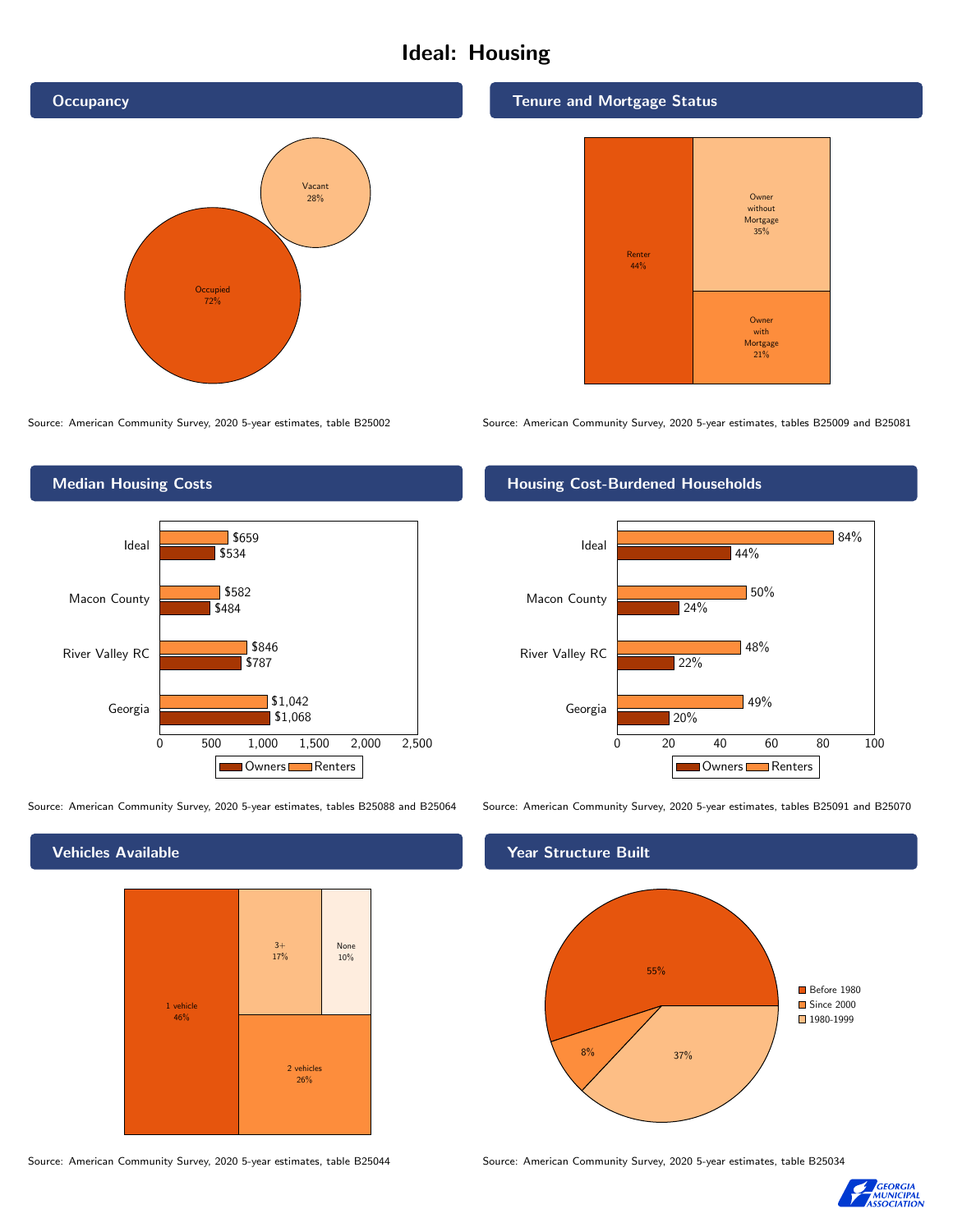# Ideal: Housing

## Occupancy

Vacant
28%

Occupied
72%

Source: American Community Survey, 2020 5-year estimates, table B25002

## Tenure and Mortgage Status

Renter
44%

Owner
without
Mortgage
35%

Owner
with
Mortgage
21%

Source: American Community Survey, 2020 5-year estimates, tables B25009 and B25081

## Median Housing Costs

Ideal
$659
$534

Macon County
$582
$484

River Valley RC
$846
$787

Georgia
$1,042
$1,068

0 500 1,000 1,500 2,000 2,500

Owners Renters

Source: American Community Survey, 2020 5-year estimates, tables B25088 and B25064

## Housing Cost-Burdened Households

Ideal
84%
44%

Macon County
50%
24%

River Valley RC
48%
22%

Georgia
49%
20%

0 20 40 60 80 100

Owners Renters

Source: American Community Survey, 2020 5-year estimates, tables B25091 and B25070

## Vehicles Available

1 vehicle
46%

3+
17%

None
10%

2 vehicles
26%

Source: American Community Survey, 2020 5-year estimates, table B25044

## Year Structure Built

55%

8%

37%

Before 1980
Since 2000
1980-1999

Source: American Community Survey, 2020 5-year estimates, table B25034

GEORGIA MUNICIPAL ASSOCIATION